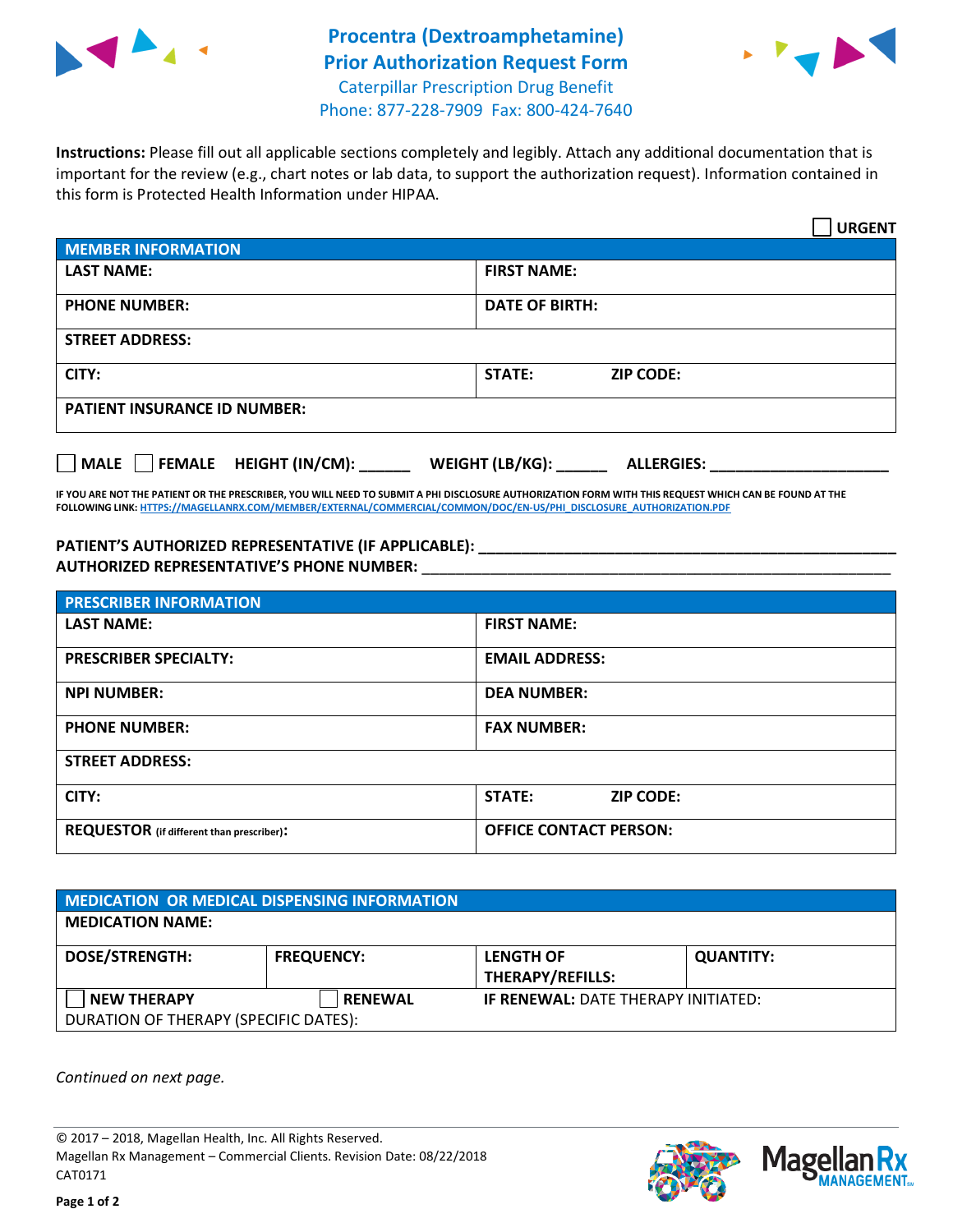# Procentra (Dextroamphetamine)
## Prior Authorization Request Form

Caterpillar Prescription Drug Benefit
Phone: 877-228-7909 Fax: 800-424-7640

**Instructions:** Please fill out all applicable sections completely and legibly. Attach any additional documentation that is important for the review (e.g., chart notes or lab data, to support the authorization request). Information contained in this form is Protected Health Information under HIPAA.

☐ **URGENT**

| **MEMBER INFORMATION** | |
|---|---|
| **LAST NAME:** | **FIRST NAME:** |
| **PHONE NUMBER:** | **DATE OF BIRTH:** |
| **STREET ADDRESS:** | |
| **CITY:** | **STATE:** **ZIP CODE:** |
| **PATIENT INSURANCE ID NUMBER:** | |

☐ **MALE** ☐ **FEMALE** **HEIGHT (IN/CM):** ______ **WEIGHT (LB/KG):** ______ **ALLERGIES:** ____________________

**IF YOU ARE NOT THE PATIENT OR THE PRESCRIBER, YOU WILL NEED TO SUBMIT A PHI DISCLOSURE AUTHORIZATION FORM WITH THIS REQUEST WHICH CAN BE FOUND AT THE FOLLOWING LINK: HTTPS://MAGELLANRX.COM/MEMBER/EXTERNAL/COMMERCIAL/COMMON/DOC/EN-US/PHI_DISCLOSURE_AUTHORIZATION.PDF**

**PATIENT'S AUTHORIZED REPRESENTATIVE (IF APPLICABLE):** ____________________________________________
**AUTHORIZED REPRESENTATIVE'S PHONE NUMBER:** ____________________________________________

| **PRESCRIBER INFORMATION** | |
|---|---|
| **LAST NAME:** | **FIRST NAME:** |
| **PRESCRIBER SPECIALTY:** | **EMAIL ADDRESS:** |
| **NPI NUMBER:** | **DEA NUMBER:** |
| **PHONE NUMBER:** | **FAX NUMBER:** |
| **STREET ADDRESS:** | |
| **CITY:** | **STATE:** **ZIP CODE:** |
| **REQUESTOR** (if different than prescriber)**:** | **OFFICE CONTACT PERSON:** |

| **MEDICATION OR MEDICAL DISPENSING INFORMATION** | | | |
|---|---|---|---|
| **MEDICATION NAME:** | | | |
| **DOSE/STRENGTH:** | **FREQUENCY:** | **LENGTH OF THERAPY/REFILLS:** | **QUANTITY:** |
| ☐ **NEW THERAPY** | ☐ **RENEWAL** | **IF RENEWAL:** DATE THERAPY INITIATED: | |
| DURATION OF THERAPY (SPECIFIC DATES): | | | |

*Continued on next page.*

© 2017 – 2018, Magellan Health, Inc. All Rights Reserved.
Magellan Rx Management – Commercial Clients. Revision Date: 08/22/2018
CAT0171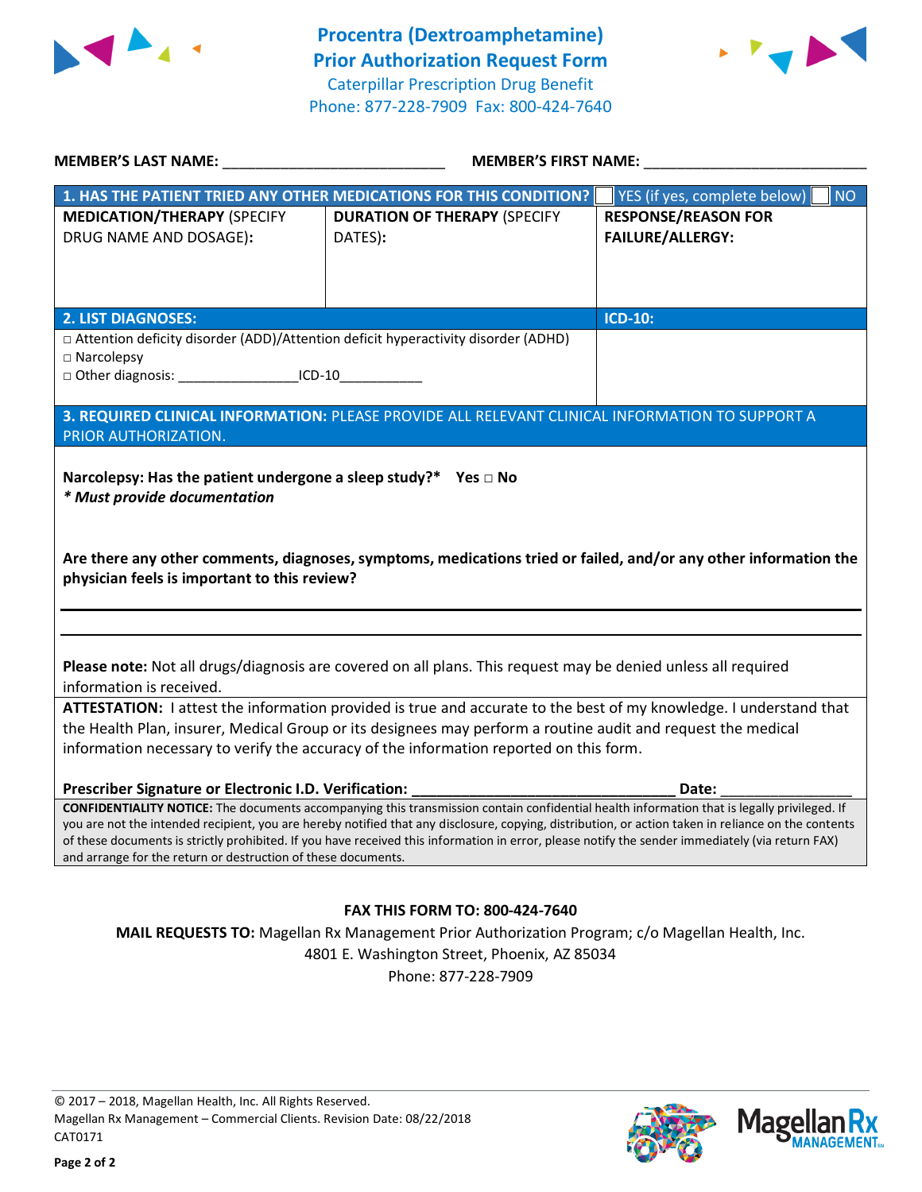# Procentra (Dextroamphetamine)
# Prior Authorization Request Form

Caterpillar Prescription Drug Benefit
Phone: 877-228-7909 Fax: 800-424-7640

**MEMBER'S LAST NAME:** ___________________________ **MEMBER'S FIRST NAME:** ___________________________

| **1. HAS THE PATIENT TRIED ANY OTHER MEDICATIONS FOR THIS CONDITION?** | | ☐ YES (if yes, complete below) ☐ NO |
|---|---|---|
| **MEDICATION/THERAPY** (SPECIFY DRUG NAME AND DOSAGE): | **DURATION OF THERAPY** (SPECIFY DATES): | **RESPONSE/REASON FOR FAILURE/ALLERGY:** |
| | | |

| **2. LIST DIAGNOSES:** | **ICD-10:** |
|---|---|
| □ Attention deficity disorder (ADD)/Attention deficit hyperactivity disorder (ADHD)<br>□ Narcolepsy<br>□ Other diagnosis: _______________ICD-10___________ | |

**3. REQUIRED CLINICAL INFORMATION:** PLEASE PROVIDE ALL RELEVANT CLINICAL INFORMATION TO SUPPORT A PRIOR AUTHORIZATION.

**Narcolepsy: Has the patient undergone a sleep study?\*** **Yes □ No**
***\* Must provide documentation***

**Are there any other comments, diagnoses, symptoms, medications tried or failed, and/or any other information the physician feels is important to this review?**

_______________________________________________________________________________

_______________________________________________________________________________

**Please note:** Not all drugs/diagnosis are covered on all plans. This request may be denied unless all required information is received.

**ATTESTATION:** I attest the information provided is true and accurate to the best of my knowledge. I understand that the Health Plan, insurer, Medical Group or its designees may perform a routine audit and request the medical information necessary to verify the accuracy of the information reported on this form.

**Prescriber Signature or Electronic I.D. Verification:** ________________________________ **Date:** ________________

**CONFIDENTIALITY NOTICE:** The documents accompanying this transmission contain confidential health information that is legally privileged. If you are not the intended recipient, you are hereby notified that any disclosure, copying, distribution, or action taken in reliance on the contents of these documents is strictly prohibited. If you have received this information in error, please notify the sender immediately (via return FAX) and arrange for the return or destruction of these documents.

**FAX THIS FORM TO: 800-424-7640**

**MAIL REQUESTS TO:** Magellan Rx Management Prior Authorization Program; c/o Magellan Health, Inc.
4801 E. Washington Street, Phoenix, AZ 85034
Phone: 877-228-7909

© 2017 – 2018, Magellan Health, Inc. All Rights Reserved.
Magellan Rx Management – Commercial Clients. Revision Date: 08/22/2018
CAT0171